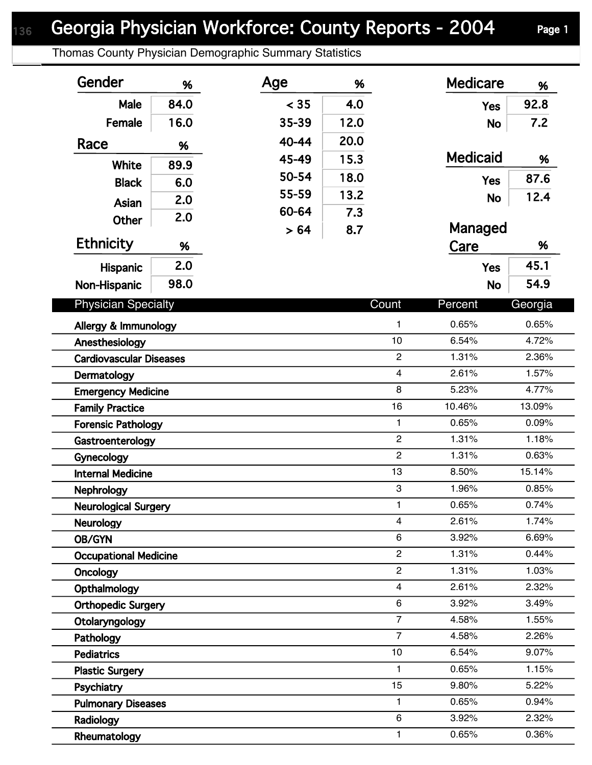# Georgia Physician Workforce: County Reports - 2004

Thomas County Physician Demographic Summary Statistics

| Gender | % |
|---|---|
| Male | 84.0 |
| Female | 16.0 |

| Race | % |
|---|---|
| White | 89.9 |
| Black | 6.0 |
| Asian | 2.0 |
| Other | 2.0 |

| Ethnicity | % |
|---|---|
| Hispanic | 2.0 |
| Non-Hispanic | 98.0 |

| Age | % |
|---|---|
| < 35 | 4.0 |
| 35-39 | 12.0 |
| 40-44 | 20.0 |
| 45-49 | 15.3 |
| 50-54 | 18.0 |
| 55-59 | 13.2 |
| 60-64 | 7.3 |
| > 64 | 8.7 |

| Medicare | % |
|---|---|
| Yes | 92.8 |
| No | 7.2 |

| Medicaid | % |
|---|---|
| Yes | 87.6 |
| No | 12.4 |

| Managed Care | % |
|---|---|
| Yes | 45.1 |
| No | 54.9 |

| Physician Specialty | Count | Percent | Georgia |
|---|---|---|---|
| Allergy & Immunology | 1 | 0.65% | 0.65% |
| Anesthesiology | 10 | 6.54% | 4.72% |
| Cardiovascular Diseases | 2 | 1.31% | 2.36% |
| Dermatology | 4 | 2.61% | 1.57% |
| Emergency Medicine | 8 | 5.23% | 4.77% |
| Family Practice | 16 | 10.46% | 13.09% |
| Forensic Pathology | 1 | 0.65% | 0.09% |
| Gastroenterology | 2 | 1.31% | 1.18% |
| Gynecology | 2 | 1.31% | 0.63% |
| Internal Medicine | 13 | 8.50% | 15.14% |
| Nephrology | 3 | 1.96% | 0.85% |
| Neurological Surgery | 1 | 0.65% | 0.74% |
| Neurology | 4 | 2.61% | 1.74% |
| OB/GYN | 6 | 3.92% | 6.69% |
| Occupational Medicine | 2 | 1.31% | 0.44% |
| Oncology | 2 | 1.31% | 1.03% |
| Opthalmology | 4 | 2.61% | 2.32% |
| Orthopedic Surgery | 6 | 3.92% | 3.49% |
| Otolaryngology | 7 | 4.58% | 1.55% |
| Pathology | 7 | 4.58% | 2.26% |
| Pediatrics | 10 | 6.54% | 9.07% |
| Plastic Surgery | 1 | 0.65% | 1.15% |
| Psychiatry | 15 | 9.80% | 5.22% |
| Pulmonary Diseases | 1 | 0.65% | 0.94% |
| Radiology | 6 | 3.92% | 2.32% |
| Rheumatology | 1 | 0.65% | 0.36% |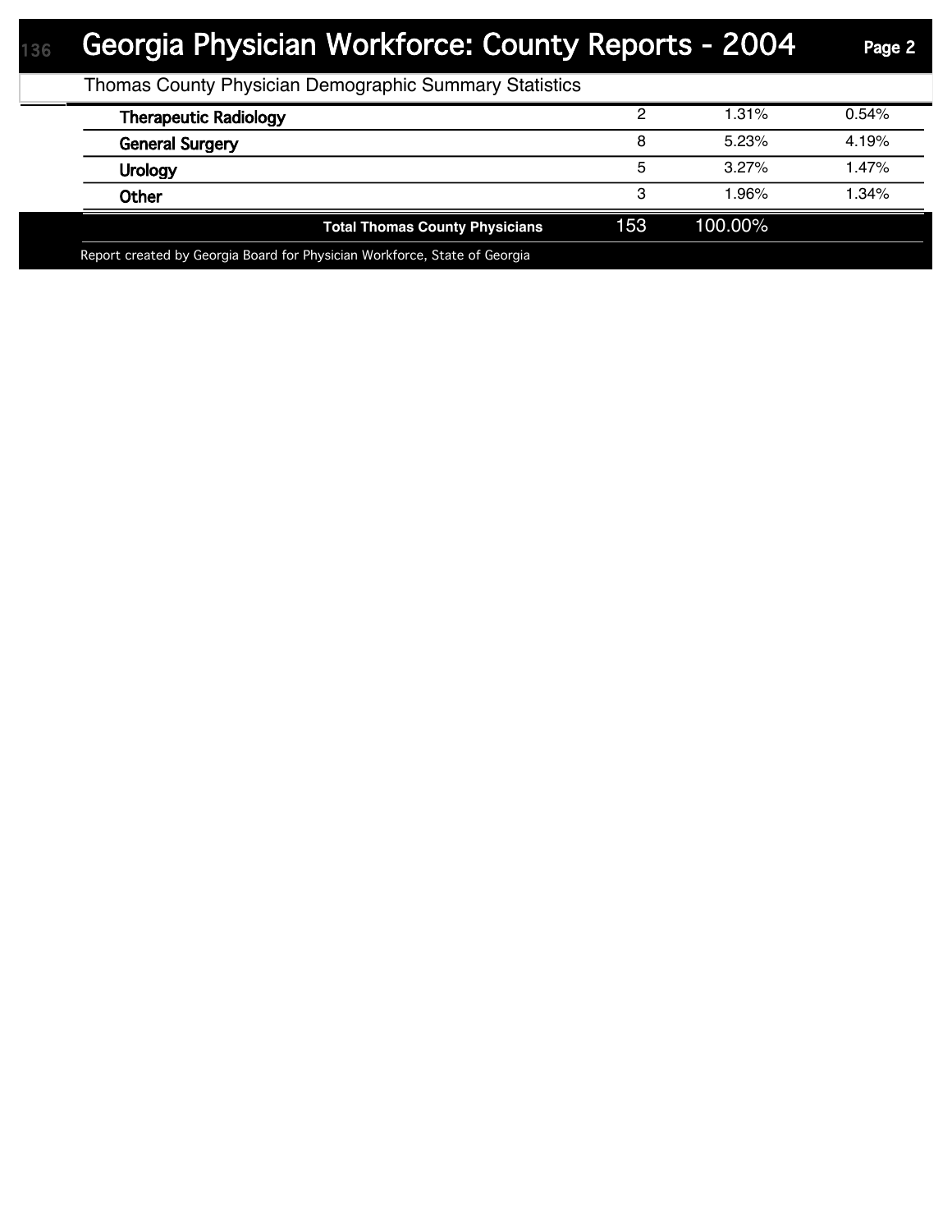Thomas County Physician Demographic Summary Statistics

| | | | |
|---|---|---|---|
| **Therapeutic Radiology** | 2 | 1.31% | 0.54% |
| **General Surgery** | 8 | 5.23% | 4.19% |
| **Urology** | 5 | 3.27% | 1.47% |
| **Other** | 3 | 1.96% | 1.34% |
| **Total Thomas County Physicians** | 153 | 100.00% | |

Report created by Georgia Board for Physician Workforce, State of Georgia